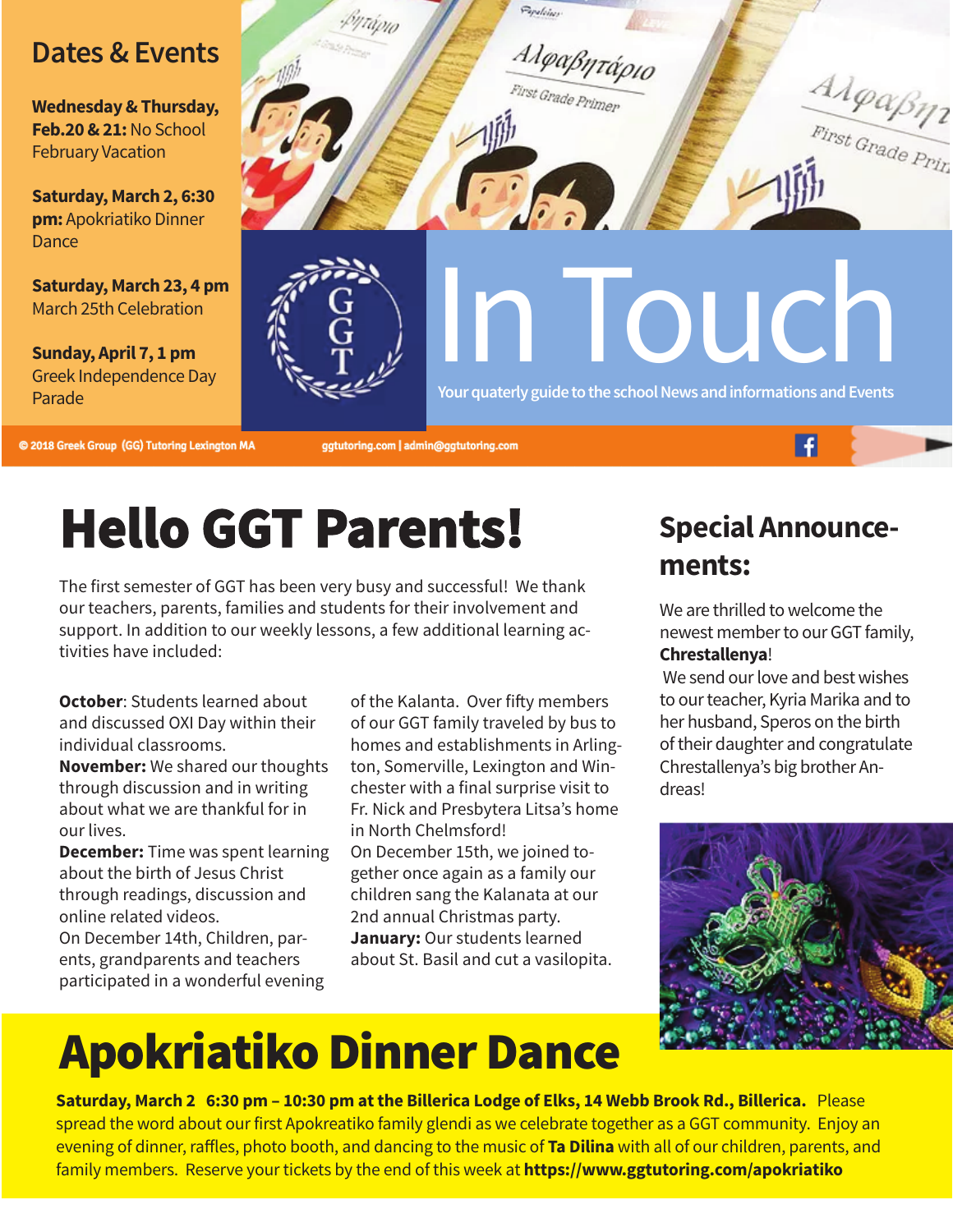## Dates & Events

**Wednesday & Thursday, Feb.20 & 21:** No School February Vacation

**Saturday, March 2, 6:30 pm:** Apokriatiko Dinner Dance

**Saturday, March 23, 4 pm** March 25th Celebration

**Sunday, April 7, 1 pm** Greek Independence Day Parade

# In Touch

Your quaterly guide to the school News and informations and Events

© 2018 Greek Group (GG) Tutoring Lexington MA

ggtutoring.com | admin@ggtutoring.com

# Hello GGT Parents!

The first semester of GGT has been very busy and successful! We thank our teachers, parents, families and students for their involvement and support. In addition to our weekly lessons, a few additional learning activities have included:

**October**: Students learned about and discussed OXI Day within their individual classrooms.
**November:** We shared our thoughts through discussion and in writing about what we are thankful for in our lives.
**December:** Time was spent learning about the birth of Jesus Christ through readings, discussion and online related videos.
On December 14th, Children, parents, grandparents and teachers participated in a wonderful evening of the Kalanta. Over fifty members of our GGT family traveled by bus to homes and establishments in Arlington, Somerville, Lexington and Winchester with a final surprise visit to Fr. Nick and Presbytera Litsa's home in North Chelmsford!
On December 15th, we joined together once again as a family our children sang the Kalanata at our 2nd annual Christmas party.
**January:** Our students learned about St. Basil and cut a vasilopita.

## Special Announcements:

We are thrilled to welcome the newest member to our GGT family, **Chrestallenya**!
We send our love and best wishes to our teacher, Kyria Marika and to her husband, Speros on the birth of their daughter and congratulate Chrestallenya's big brother Andreas!

# Apokriatiko Dinner Dance

**Saturday, March 2 6:30 pm – 10:30 pm at the Billerica Lodge of Elks, 14 Webb Brook Rd., Billerica.** Please spread the word about our first Apokreatiko family glendi as we celebrate together as a GGT community. Enjoy an evening of dinner, raffles, photo booth, and dancing to the music of **Ta Dilina** with all of our children, parents, and family members. Reserve your tickets by the end of this week at **https://www.ggtutoring.com/apokriatiko**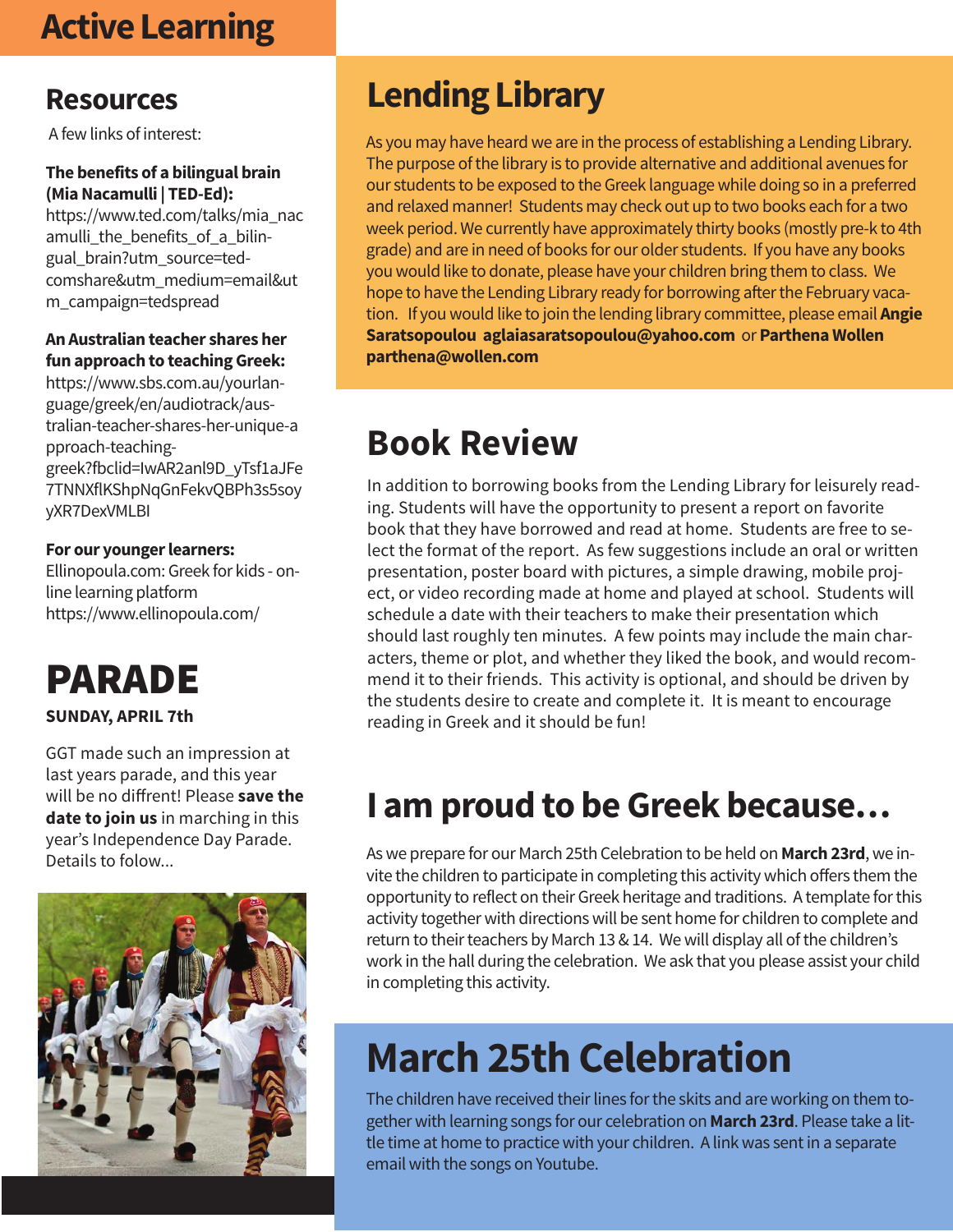# Active Learning

## Resources

A few links of interest:

**The benefits of a bilingual brain (Mia Nacamulli | TED-Ed):**
https://www.ted.com/talks/mia_nacamulli_the_benefits_of_a_bilingual_brain?utm_source=tedcomshare&utm_medium=email&utm_campaign=tedspread

**An Australian teacher shares her fun approach to teaching Greek:**
https://www.sbs.com.au/yourlanguage/greek/en/audiotrack/australian-teacher-shares-her-unique-approach-teaching-greek?fbclid=IwAR2anl9D_yTsf1aJFe7TNNXflKShpNqGnFekvQBPh3s5soyyXR7DexVMLBI

**For our younger learners:**
Ellinopoula.com: Greek for kids - online learning platform
https://www.ellinopoula.com/

## PARADE

**SUNDAY, APRIL 7th**

GGT made such an impression at last years parade, and this year will be no diffrent! Please **save the date to join us** in marching in this year's Independence Day Parade. Details to folow...

## Lending Library

As you may have heard we are in the process of establishing a Lending Library. The purpose of the library is to provide alternative and additional avenues for our students to be exposed to the Greek language while doing so in a preferred and relaxed manner! Students may check out up to two books each for a two week period. We currently have approximately thirty books (mostly pre-k to 4th grade) and are in need of books for our older students. If you have any books you would like to donate, please have your children bring them to class. We hope to have the Lending Library ready for borrowing after the February vacation. If you would like to join the lending library committee, please email **Angie Saratsopoulou aglaiasaratsopoulou@yahoo.com** or **Parthena Wollen parthena@wollen.com**

## Book Review

In addition to borrowing books from the Lending Library for leisurely reading. Students will have the opportunity to present a report on favorite book that they have borrowed and read at home. Students are free to select the format of the report. As few suggestions include an oral or written presentation, poster board with pictures, a simple drawing, mobile project, or video recording made at home and played at school. Students will schedule a date with their teachers to make their presentation which should last roughly ten minutes. A few points may include the main characters, theme or plot, and whether they liked the book, and would recommend it to their friends. This activity is optional, and should be driven by the students desire to create and complete it. It is meant to encourage reading in Greek and it should be fun!

## I am proud to be Greek because...

As we prepare for our March 25th Celebration to be held on **March 23rd**, we invite the children to participate in completing this activity which offers them the opportunity to reflect on their Greek heritage and traditions. A template for this activity together with directions will be sent home for children to complete and return to their teachers by March 13 & 14. We will display all of the children's work in the hall during the celebration. We ask that you please assist your child in completing this activity.

## March 25th Celebration

The children have received their lines for the skits and are working on them together with learning songs for our celebration on **March 23rd**. Please take a little time at home to practice with your children. A link was sent in a separate email with the songs on Youtube.